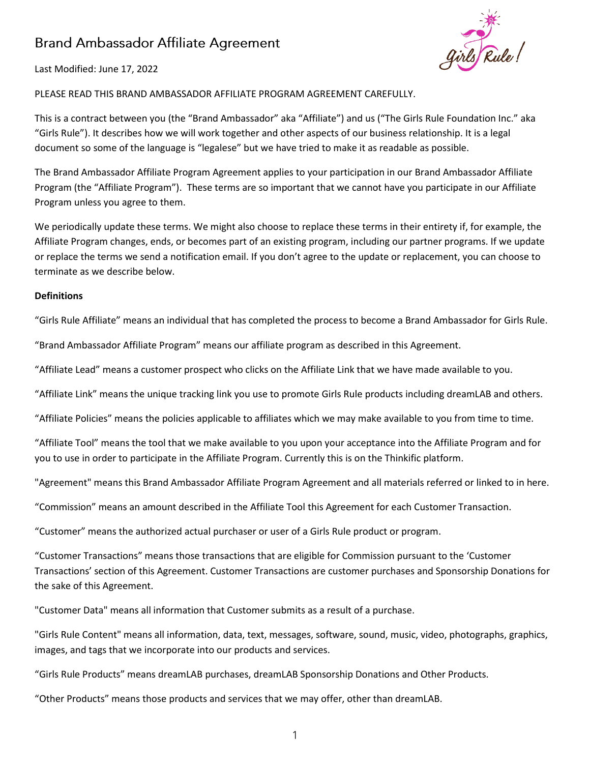# Brand Ambassador Affiliate Agreement

Last Modified: June 17, 2022

PLEASE READ THIS BRAND AMBASSADOR AFFILIATE PROGRAM AGREEMENT CAREFULLY.

This is a contract between you (the "Brand Ambassador" aka "Affiliate") and us ("The Girls Rule Foundation Inc." aka "Girls Rule"). It describes how we will work together and other aspects of our business relationship. It is a legal document so some of the language is "legalese" but we have tried to make it as readable as possible.

The Brand Ambassador Affiliate Program Agreement applies to your participation in our Brand Ambassador Affiliate Program (the "Affiliate Program"). These terms are so important that we cannot have you participate in our Affiliate Program unless you agree to them.

We periodically update these terms. We might also choose to replace these terms in their entirety if, for example, the Affiliate Program changes, ends, or becomes part of an existing program, including our partner programs. If we update or replace the terms we send a notification email. If you don't agree to the update or replacement, you can choose to terminate as we describe below.

**Definitions**

"Girls Rule Affiliate" means an individual that has completed the process to become a Brand Ambassador for Girls Rule.

"Brand Ambassador Affiliate Program" means our affiliate program as described in this Agreement.

"Affiliate Lead" means a customer prospect who clicks on the Affiliate Link that we have made available to you.

"Affiliate Link" means the unique tracking link you use to promote Girls Rule products including dreamLAB and others.

"Affiliate Policies" means the policies applicable to affiliates which we may make available to you from time to time.

"Affiliate Tool" means the tool that we make available to you upon your acceptance into the Affiliate Program and for you to use in order to participate in the Affiliate Program. Currently this is on the Thinkific platform.

"Agreement" means this Brand Ambassador Affiliate Program Agreement and all materials referred or linked to in here.

"Commission" means an amount described in the Affiliate Tool this Agreement for each Customer Transaction.

"Customer" means the authorized actual purchaser or user of a Girls Rule product or program.

"Customer Transactions" means those transactions that are eligible for Commission pursuant to the 'Customer Transactions' section of this Agreement. Customer Transactions are customer purchases and Sponsorship Donations for the sake of this Agreement.

"Customer Data" means all information that Customer submits as a result of a purchase.

"Girls Rule Content" means all information, data, text, messages, software, sound, music, video, photographs, graphics, images, and tags that we incorporate into our products and services.

"Girls Rule Products" means dreamLAB purchases, dreamLAB Sponsorship Donations and Other Products.

"Other Products" means those products and services that we may offer, other than dreamLAB.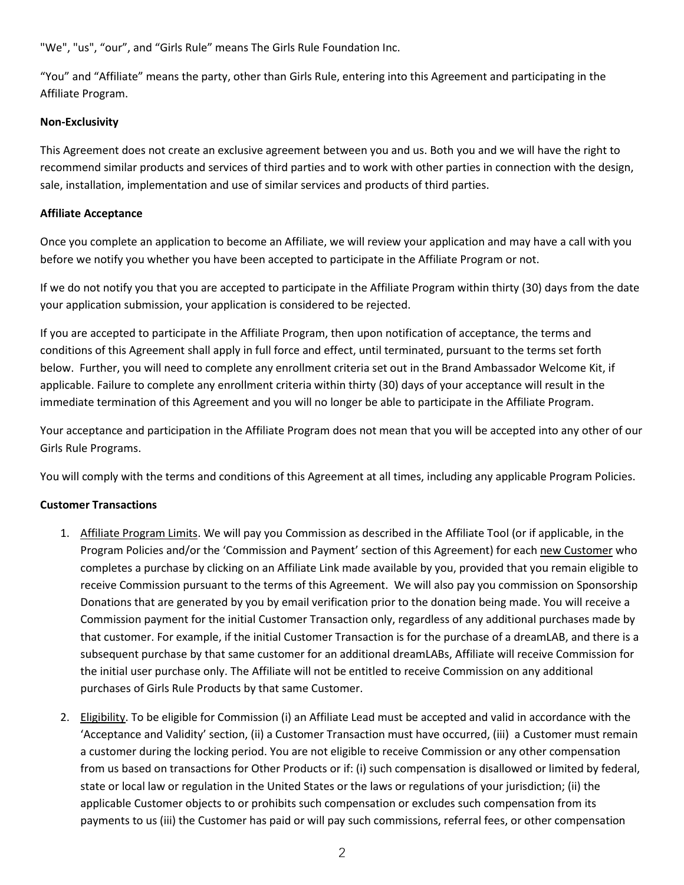"We", "us", "our", and "Girls Rule" means The Girls Rule Foundation Inc.

"You" and "Affiliate" means the party, other than Girls Rule, entering into this Agreement and participating in the Affiliate Program.

**Non-Exclusivity**

This Agreement does not create an exclusive agreement between you and us. Both you and we will have the right to recommend similar products and services of third parties and to work with other parties in connection with the design, sale, installation, implementation and use of similar services and products of third parties.

**Affiliate Acceptance**

Once you complete an application to become an Affiliate, we will review your application and may have a call with you before we notify you whether you have been accepted to participate in the Affiliate Program or not.

If we do not notify you that you are accepted to participate in the Affiliate Program within thirty (30) days from the date your application submission, your application is considered to be rejected.

If you are accepted to participate in the Affiliate Program, then upon notification of acceptance, the terms and conditions of this Agreement shall apply in full force and effect, until terminated, pursuant to the terms set forth below. Further, you will need to complete any enrollment criteria set out in the Brand Ambassador Welcome Kit, if applicable. Failure to complete any enrollment criteria within thirty (30) days of your acceptance will result in the immediate termination of this Agreement and you will no longer be able to participate in the Affiliate Program.

Your acceptance and participation in the Affiliate Program does not mean that you will be accepted into any other of our Girls Rule Programs.

You will comply with the terms and conditions of this Agreement at all times, including any applicable Program Policies.

**Customer Transactions**

1. Affiliate Program Limits. We will pay you Commission as described in the Affiliate Tool (or if applicable, in the Program Policies and/or the 'Commission and Payment' section of this Agreement) for each new Customer who completes a purchase by clicking on an Affiliate Link made available by you, provided that you remain eligible to receive Commission pursuant to the terms of this Agreement. We will also pay you commission on Sponsorship Donations that are generated by you by email verification prior to the donation being made. You will receive a Commission payment for the initial Customer Transaction only, regardless of any additional purchases made by that customer. For example, if the initial Customer Transaction is for the purchase of a dreamLAB, and there is a subsequent purchase by that same customer for an additional dreamLABs, Affiliate will receive Commission for the initial user purchase only. The Affiliate will not be entitled to receive Commission on any additional purchases of Girls Rule Products by that same Customer.

2. Eligibility. To be eligible for Commission (i) an Affiliate Lead must be accepted and valid in accordance with the 'Acceptance and Validity' section, (ii) a Customer Transaction must have occurred, (iii) a Customer must remain a customer during the locking period. You are not eligible to receive Commission or any other compensation from us based on transactions for Other Products or if: (i) such compensation is disallowed or limited by federal, state or local law or regulation in the United States or the laws or regulations of your jurisdiction; (ii) the applicable Customer objects to or prohibits such compensation or excludes such compensation from its payments to us (iii) the Customer has paid or will pay such commissions, referral fees, or other compensation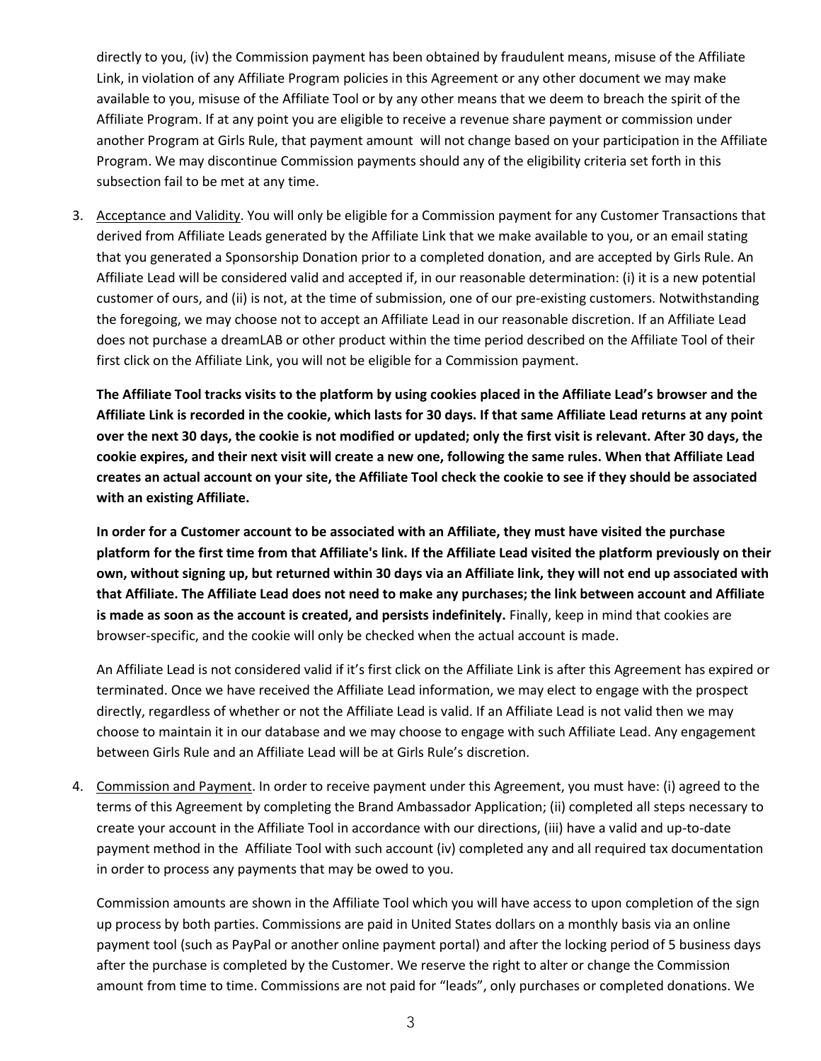directly to you, (iv) the Commission payment has been obtained by fraudulent means, misuse of the Affiliate Link, in violation of any Affiliate Program policies in this Agreement or any other document we may make available to you, misuse of the Affiliate Tool or by any other means that we deem to breach the spirit of the Affiliate Program. If at any point you are eligible to receive a revenue share payment or commission under another Program at Girls Rule, that payment amount will not change based on your participation in the Affiliate Program. We may discontinue Commission payments should any of the eligibility criteria set forth in this subsection fail to be met at any time.

3. Acceptance and Validity. You will only be eligible for a Commission payment for any Customer Transactions that derived from Affiliate Leads generated by the Affiliate Link that we make available to you, or an email stating that you generated a Sponsorship Donation prior to a completed donation, and are accepted by Girls Rule. An Affiliate Lead will be considered valid and accepted if, in our reasonable determination: (i) it is a new potential customer of ours, and (ii) is not, at the time of submission, one of our pre-existing customers. Notwithstanding the foregoing, we may choose not to accept an Affiliate Lead in our reasonable discretion. If an Affiliate Lead does not purchase a dreamLAB or other product within the time period described on the Affiliate Tool of their first click on the Affiliate Link, you will not be eligible for a Commission payment.

   **The Affiliate Tool tracks visits to the platform by using cookies placed in the Affiliate Lead's browser and the Affiliate Link is recorded in the cookie, which lasts for 30 days. If that same Affiliate Lead returns at any point over the next 30 days, the cookie is not modified or updated; only the first visit is relevant. After 30 days, the cookie expires, and their next visit will create a new one, following the same rules. When that Affiliate Lead creates an actual account on your site, the Affiliate Tool check the cookie to see if they should be associated with an existing Affiliate.**

   **In order for a Customer account to be associated with an Affiliate, they must have visited the purchase platform for the first time from that Affiliate's link. If the Affiliate Lead visited the platform previously on their own, without signing up, but returned within 30 days via an Affiliate link, they will not end up associated with that Affiliate. The Affiliate Lead does not need to make any purchases; the link between account and Affiliate is made as soon as the account is created, and persists indefinitely.** Finally, keep in mind that cookies are browser-specific, and the cookie will only be checked when the actual account is made.

   An Affiliate Lead is not considered valid if it's first click on the Affiliate Link is after this Agreement has expired or terminated. Once we have received the Affiliate Lead information, we may elect to engage with the prospect directly, regardless of whether or not the Affiliate Lead is valid. If an Affiliate Lead is not valid then we may choose to maintain it in our database and we may choose to engage with such Affiliate Lead. Any engagement between Girls Rule and an Affiliate Lead will be at Girls Rule's discretion.

4. Commission and Payment. In order to receive payment under this Agreement, you must have: (i) agreed to the terms of this Agreement by completing the Brand Ambassador Application; (ii) completed all steps necessary to create your account in the Affiliate Tool in accordance with our directions, (iii) have a valid and up-to-date payment method in the Affiliate Tool with such account (iv) completed any and all required tax documentation in order to process any payments that may be owed to you.

   Commission amounts are shown in the Affiliate Tool which you will have access to upon completion of the sign up process by both parties. Commissions are paid in United States dollars on a monthly basis via an online payment tool (such as PayPal or another online payment portal) and after the locking period of 5 business days after the purchase is completed by the Customer. We reserve the right to alter or change the Commission amount from time to time. Commissions are not paid for "leads", only purchases or completed donations. We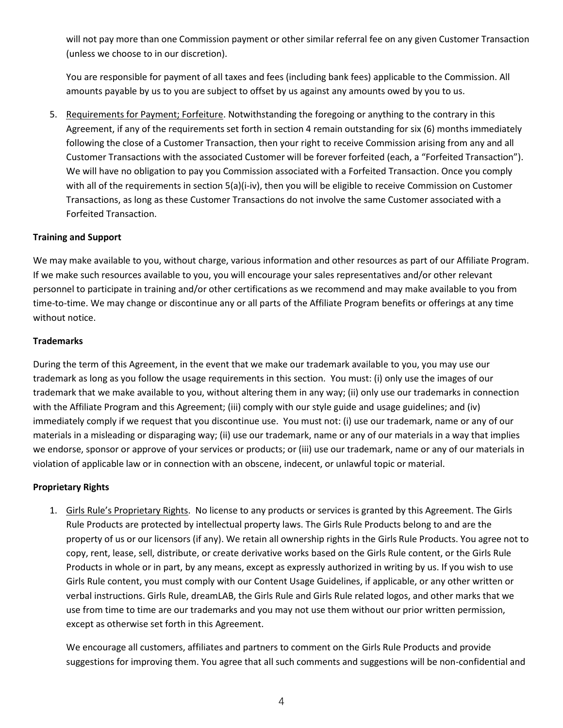will not pay more than one Commission payment or other similar referral fee on any given Customer Transaction (unless we choose to in our discretion).

You are responsible for payment of all taxes and fees (including bank fees) applicable to the Commission. All amounts payable by us to you are subject to offset by us against any amounts owed by you to us.

5. Requirements for Payment; Forfeiture. Notwithstanding the foregoing or anything to the contrary in this Agreement, if any of the requirements set forth in section 4 remain outstanding for six (6) months immediately following the close of a Customer Transaction, then your right to receive Commission arising from any and all Customer Transactions with the associated Customer will be forever forfeited (each, a "Forfeited Transaction"). We will have no obligation to pay you Commission associated with a Forfeited Transaction. Once you comply with all of the requirements in section 5(a)(i-iv), then you will be eligible to receive Commission on Customer Transactions, as long as these Customer Transactions do not involve the same Customer associated with a Forfeited Transaction.

**Training and Support**

We may make available to you, without charge, various information and other resources as part of our Affiliate Program. If we make such resources available to you, you will encourage your sales representatives and/or other relevant personnel to participate in training and/or other certifications as we recommend and may make available to you from time-to-time. We may change or discontinue any or all parts of the Affiliate Program benefits or offerings at any time without notice.

**Trademarks**

During the term of this Agreement, in the event that we make our trademark available to you, you may use our trademark as long as you follow the usage requirements in this section. You must: (i) only use the images of our trademark that we make available to you, without altering them in any way; (ii) only use our trademarks in connection with the Affiliate Program and this Agreement; (iii) comply with our style guide and usage guidelines; and (iv) immediately comply if we request that you discontinue use. You must not: (i) use our trademark, name or any of our materials in a misleading or disparaging way; (ii) use our trademark, name or any of our materials in a way that implies we endorse, sponsor or approve of your services or products; or (iii) use our trademark, name or any of our materials in violation of applicable law or in connection with an obscene, indecent, or unlawful topic or material.

**Proprietary Rights**

1. Girls Rule's Proprietary Rights. No license to any products or services is granted by this Agreement. The Girls Rule Products are protected by intellectual property laws. The Girls Rule Products belong to and are the property of us or our licensors (if any). We retain all ownership rights in the Girls Rule Products. You agree not to copy, rent, lease, sell, distribute, or create derivative works based on the Girls Rule content, or the Girls Rule Products in whole or in part, by any means, except as expressly authorized in writing by us. If you wish to use Girls Rule content, you must comply with our Content Usage Guidelines, if applicable, or any other written or verbal instructions. Girls Rule, dreamLAB, the Girls Rule and Girls Rule related logos, and other marks that we use from time to time are our trademarks and you may not use them without our prior written permission, except as otherwise set forth in this Agreement.

   We encourage all customers, affiliates and partners to comment on the Girls Rule Products and provide suggestions for improving them. You agree that all such comments and suggestions will be non-confidential and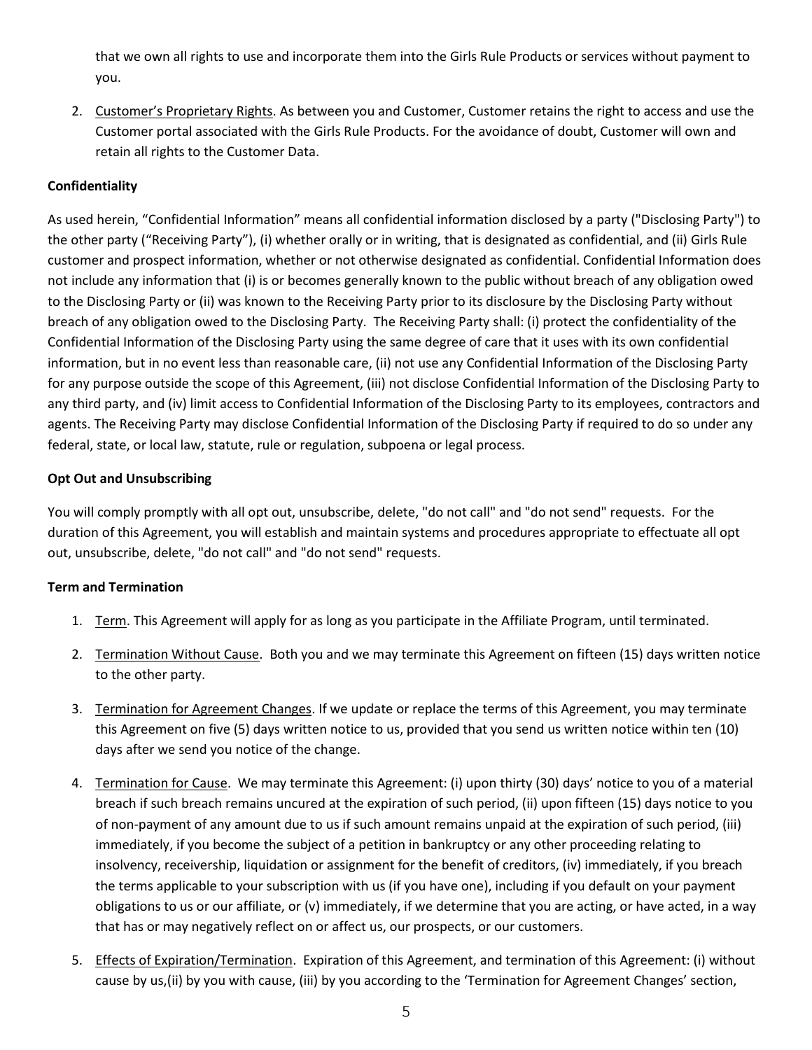that we own all rights to use and incorporate them into the Girls Rule Products or services without payment to you.

2. Customer's Proprietary Rights. As between you and Customer, Customer retains the right to access and use the Customer portal associated with the Girls Rule Products. For the avoidance of doubt, Customer will own and retain all rights to the Customer Data.

**Confidentiality**

As used herein, "Confidential Information" means all confidential information disclosed by a party ("Disclosing Party") to the other party ("Receiving Party"), (i) whether orally or in writing, that is designated as confidential, and (ii) Girls Rule customer and prospect information, whether or not otherwise designated as confidential. Confidential Information does not include any information that (i) is or becomes generally known to the public without breach of any obligation owed to the Disclosing Party or (ii) was known to the Receiving Party prior to its disclosure by the Disclosing Party without breach of any obligation owed to the Disclosing Party. The Receiving Party shall: (i) protect the confidentiality of the Confidential Information of the Disclosing Party using the same degree of care that it uses with its own confidential information, but in no event less than reasonable care, (ii) not use any Confidential Information of the Disclosing Party for any purpose outside the scope of this Agreement, (iii) not disclose Confidential Information of the Disclosing Party to any third party, and (iv) limit access to Confidential Information of the Disclosing Party to its employees, contractors and agents. The Receiving Party may disclose Confidential Information of the Disclosing Party if required to do so under any federal, state, or local law, statute, rule or regulation, subpoena or legal process.

**Opt Out and Unsubscribing**

You will comply promptly with all opt out, unsubscribe, delete, "do not call" and "do not send" requests. For the duration of this Agreement, you will establish and maintain systems and procedures appropriate to effectuate all opt out, unsubscribe, delete, "do not call" and "do not send" requests.

**Term and Termination**

1. Term. This Agreement will apply for as long as you participate in the Affiliate Program, until terminated.

2. Termination Without Cause. Both you and we may terminate this Agreement on fifteen (15) days written notice to the other party.

3. Termination for Agreement Changes. If we update or replace the terms of this Agreement, you may terminate this Agreement on five (5) days written notice to us, provided that you send us written notice within ten (10) days after we send you notice of the change.

4. Termination for Cause. We may terminate this Agreement: (i) upon thirty (30) days' notice to you of a material breach if such breach remains uncured at the expiration of such period, (ii) upon fifteen (15) days notice to you of non-payment of any amount due to us if such amount remains unpaid at the expiration of such period, (iii) immediately, if you become the subject of a petition in bankruptcy or any other proceeding relating to insolvency, receivership, liquidation or assignment for the benefit of creditors, (iv) immediately, if you breach the terms applicable to your subscription with us (if you have one), including if you default on your payment obligations to us or our affiliate, or (v) immediately, if we determine that you are acting, or have acted, in a way that has or may negatively reflect on or affect us, our prospects, or our customers.

5. Effects of Expiration/Termination. Expiration of this Agreement, and termination of this Agreement: (i) without cause by us,(ii) by you with cause, (iii) by you according to the 'Termination for Agreement Changes' section,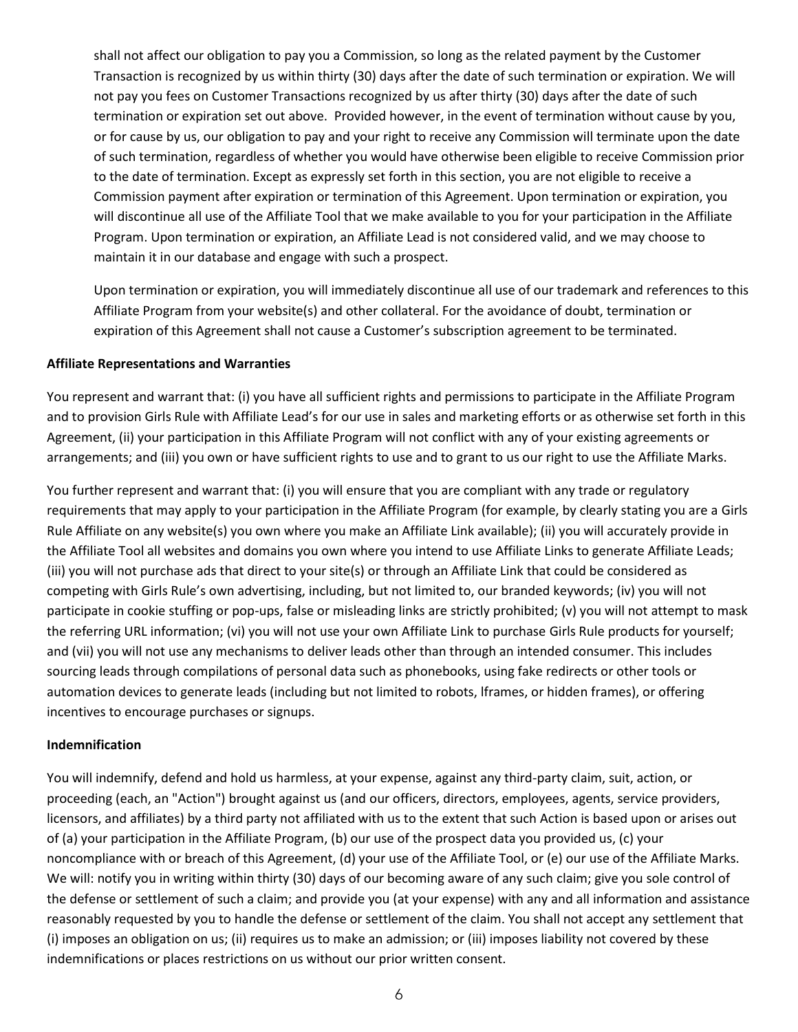shall not affect our obligation to pay you a Commission, so long as the related payment by the Customer Transaction is recognized by us within thirty (30) days after the date of such termination or expiration. We will not pay you fees on Customer Transactions recognized by us after thirty (30) days after the date of such termination or expiration set out above. Provided however, in the event of termination without cause by you, or for cause by us, our obligation to pay and your right to receive any Commission will terminate upon the date of such termination, regardless of whether you would have otherwise been eligible to receive Commission prior to the date of termination. Except as expressly set forth in this section, you are not eligible to receive a Commission payment after expiration or termination of this Agreement. Upon termination or expiration, you will discontinue all use of the Affiliate Tool that we make available to you for your participation in the Affiliate Program. Upon termination or expiration, an Affiliate Lead is not considered valid, and we may choose to maintain it in our database and engage with such a prospect.

Upon termination or expiration, you will immediately discontinue all use of our trademark and references to this Affiliate Program from your website(s) and other collateral. For the avoidance of doubt, termination or expiration of this Agreement shall not cause a Customer's subscription agreement to be terminated.

**Affiliate Representations and Warranties**

You represent and warrant that: (i) you have all sufficient rights and permissions to participate in the Affiliate Program and to provision Girls Rule with Affiliate Lead's for our use in sales and marketing efforts or as otherwise set forth in this Agreement, (ii) your participation in this Affiliate Program will not conflict with any of your existing agreements or arrangements; and (iii) you own or have sufficient rights to use and to grant to us our right to use the Affiliate Marks.

You further represent and warrant that: (i) you will ensure that you are compliant with any trade or regulatory requirements that may apply to your participation in the Affiliate Program (for example, by clearly stating you are a Girls Rule Affiliate on any website(s) you own where you make an Affiliate Link available); (ii) you will accurately provide in the Affiliate Tool all websites and domains you own where you intend to use Affiliate Links to generate Affiliate Leads; (iii) you will not purchase ads that direct to your site(s) or through an Affiliate Link that could be considered as competing with Girls Rule's own advertising, including, but not limited to, our branded keywords; (iv) you will not participate in cookie stuffing or pop-ups, false or misleading links are strictly prohibited; (v) you will not attempt to mask the referring URL information; (vi) you will not use your own Affiliate Link to purchase Girls Rule products for yourself; and (vii) you will not use any mechanisms to deliver leads other than through an intended consumer. This includes sourcing leads through compilations of personal data such as phonebooks, using fake redirects or other tools or automation devices to generate leads (including but not limited to robots, Iframes, or hidden frames), or offering incentives to encourage purchases or signups.

**Indemnification**

You will indemnify, defend and hold us harmless, at your expense, against any third-party claim, suit, action, or proceeding (each, an "Action") brought against us (and our officers, directors, employees, agents, service providers, licensors, and affiliates) by a third party not affiliated with us to the extent that such Action is based upon or arises out of (a) your participation in the Affiliate Program, (b) our use of the prospect data you provided us, (c) your noncompliance with or breach of this Agreement, (d) your use of the Affiliate Tool, or (e) our use of the Affiliate Marks. We will: notify you in writing within thirty (30) days of our becoming aware of any such claim; give you sole control of the defense or settlement of such a claim; and provide you (at your expense) with any and all information and assistance reasonably requested by you to handle the defense or settlement of the claim. You shall not accept any settlement that (i) imposes an obligation on us; (ii) requires us to make an admission; or (iii) imposes liability not covered by these indemnifications or places restrictions on us without our prior written consent.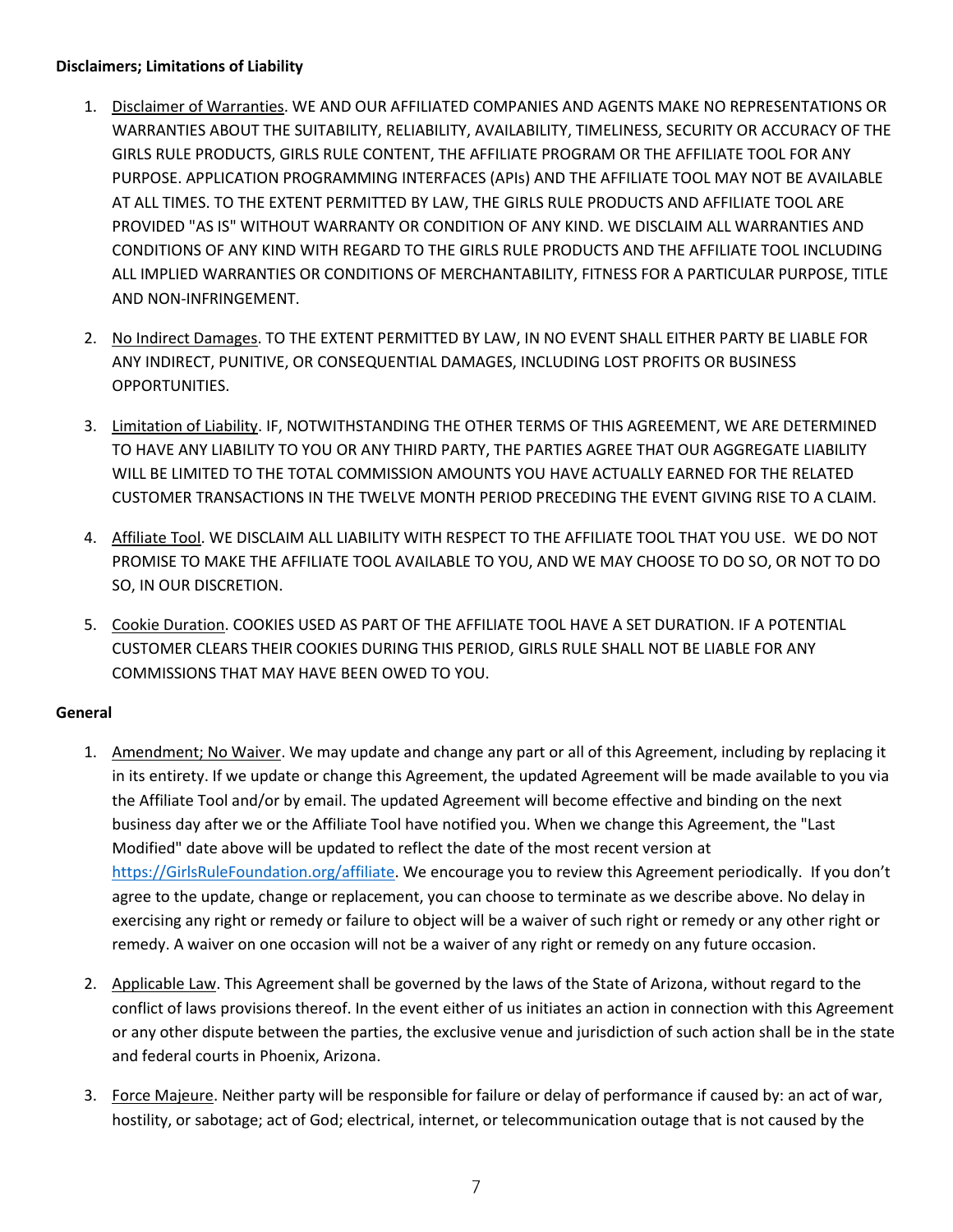**Disclaimers; Limitations of Liability**

1. Disclaimer of Warranties. WE AND OUR AFFILIATED COMPANIES AND AGENTS MAKE NO REPRESENTATIONS OR WARRANTIES ABOUT THE SUITABILITY, RELIABILITY, AVAILABILITY, TIMELINESS, SECURITY OR ACCURACY OF THE GIRLS RULE PRODUCTS, GIRLS RULE CONTENT, THE AFFILIATE PROGRAM OR THE AFFILIATE TOOL FOR ANY PURPOSE. APPLICATION PROGRAMMING INTERFACES (APIs) AND THE AFFILIATE TOOL MAY NOT BE AVAILABLE AT ALL TIMES. TO THE EXTENT PERMITTED BY LAW, THE GIRLS RULE PRODUCTS AND AFFILIATE TOOL ARE PROVIDED "AS IS" WITHOUT WARRANTY OR CONDITION OF ANY KIND. WE DISCLAIM ALL WARRANTIES AND CONDITIONS OF ANY KIND WITH REGARD TO THE GIRLS RULE PRODUCTS AND THE AFFILIATE TOOL INCLUDING ALL IMPLIED WARRANTIES OR CONDITIONS OF MERCHANTABILITY, FITNESS FOR A PARTICULAR PURPOSE, TITLE AND NON-INFRINGEMENT.

2. No Indirect Damages. TO THE EXTENT PERMITTED BY LAW, IN NO EVENT SHALL EITHER PARTY BE LIABLE FOR ANY INDIRECT, PUNITIVE, OR CONSEQUENTIAL DAMAGES, INCLUDING LOST PROFITS OR BUSINESS OPPORTUNITIES.

3. Limitation of Liability. IF, NOTWITHSTANDING THE OTHER TERMS OF THIS AGREEMENT, WE ARE DETERMINED TO HAVE ANY LIABILITY TO YOU OR ANY THIRD PARTY, THE PARTIES AGREE THAT OUR AGGREGATE LIABILITY WILL BE LIMITED TO THE TOTAL COMMISSION AMOUNTS YOU HAVE ACTUALLY EARNED FOR THE RELATED CUSTOMER TRANSACTIONS IN THE TWELVE MONTH PERIOD PRECEDING THE EVENT GIVING RISE TO A CLAIM.

4. Affiliate Tool. WE DISCLAIM ALL LIABILITY WITH RESPECT TO THE AFFILIATE TOOL THAT YOU USE. WE DO NOT PROMISE TO MAKE THE AFFILIATE TOOL AVAILABLE TO YOU, AND WE MAY CHOOSE TO DO SO, OR NOT TO DO SO, IN OUR DISCRETION.

5. Cookie Duration. COOKIES USED AS PART OF THE AFFILIATE TOOL HAVE A SET DURATION. IF A POTENTIAL CUSTOMER CLEARS THEIR COOKIES DURING THIS PERIOD, GIRLS RULE SHALL NOT BE LIABLE FOR ANY COMMISSIONS THAT MAY HAVE BEEN OWED TO YOU.

**General**

1. Amendment; No Waiver. We may update and change any part or all of this Agreement, including by replacing it in its entirety. If we update or change this Agreement, the updated Agreement will be made available to you via the Affiliate Tool and/or by email. The updated Agreement will become effective and binding on the next business day after we or the Affiliate Tool have notified you. When we change this Agreement, the "Last Modified" date above will be updated to reflect the date of the most recent version at https://GirlsRuleFoundation.org/affiliate. We encourage you to review this Agreement periodically. If you don't agree to the update, change or replacement, you can choose to terminate as we describe above. No delay in exercising any right or remedy or failure to object will be a waiver of such right or remedy or any other right or remedy. A waiver on one occasion will not be a waiver of any right or remedy on any future occasion.

2. Applicable Law. This Agreement shall be governed by the laws of the State of Arizona, without regard to the conflict of laws provisions thereof. In the event either of us initiates an action in connection with this Agreement or any other dispute between the parties, the exclusive venue and jurisdiction of such action shall be in the state and federal courts in Phoenix, Arizona.

3. Force Majeure. Neither party will be responsible for failure or delay of performance if caused by: an act of war, hostility, or sabotage; act of God; electrical, internet, or telecommunication outage that is not caused by the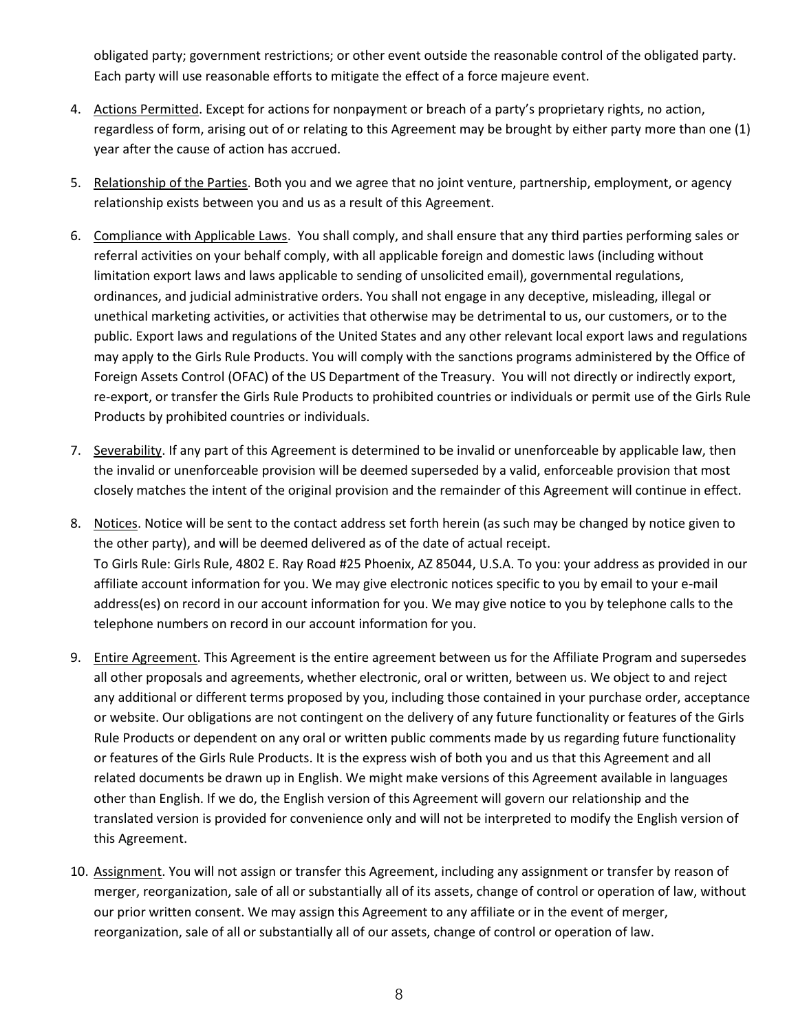obligated party; government restrictions; or other event outside the reasonable control of the obligated party. Each party will use reasonable efforts to mitigate the effect of a force majeure event.

4. Actions Permitted. Except for actions for nonpayment or breach of a party's proprietary rights, no action, regardless of form, arising out of or relating to this Agreement may be brought by either party more than one (1) year after the cause of action has accrued.

5. Relationship of the Parties. Both you and we agree that no joint venture, partnership, employment, or agency relationship exists between you and us as a result of this Agreement.

6. Compliance with Applicable Laws. You shall comply, and shall ensure that any third parties performing sales or referral activities on your behalf comply, with all applicable foreign and domestic laws (including without limitation export laws and laws applicable to sending of unsolicited email), governmental regulations, ordinances, and judicial administrative orders. You shall not engage in any deceptive, misleading, illegal or unethical marketing activities, or activities that otherwise may be detrimental to us, our customers, or to the public. Export laws and regulations of the United States and any other relevant local export laws and regulations may apply to the Girls Rule Products. You will comply with the sanctions programs administered by the Office of Foreign Assets Control (OFAC) of the US Department of the Treasury. You will not directly or indirectly export, re-export, or transfer the Girls Rule Products to prohibited countries or individuals or permit use of the Girls Rule Products by prohibited countries or individuals.

7. Severability. If any part of this Agreement is determined to be invalid or unenforceable by applicable law, then the invalid or unenforceable provision will be deemed superseded by a valid, enforceable provision that most closely matches the intent of the original provision and the remainder of this Agreement will continue in effect.

8. Notices. Notice will be sent to the contact address set forth herein (as such may be changed by notice given to the other party), and will be deemed delivered as of the date of actual receipt.
   To Girls Rule: Girls Rule, 4802 E. Ray Road #25 Phoenix, AZ 85044, U.S.A. To you: your address as provided in our affiliate account information for you. We may give electronic notices specific to you by email to your e-mail address(es) on record in our account information for you. We may give notice to you by telephone calls to the telephone numbers on record in our account information for you.

9. Entire Agreement. This Agreement is the entire agreement between us for the Affiliate Program and supersedes all other proposals and agreements, whether electronic, oral or written, between us. We object to and reject any additional or different terms proposed by you, including those contained in your purchase order, acceptance or website. Our obligations are not contingent on the delivery of any future functionality or features of the Girls Rule Products or dependent on any oral or written public comments made by us regarding future functionality or features of the Girls Rule Products. It is the express wish of both you and us that this Agreement and all related documents be drawn up in English. We might make versions of this Agreement available in languages other than English. If we do, the English version of this Agreement will govern our relationship and the translated version is provided for convenience only and will not be interpreted to modify the English version of this Agreement.

10. Assignment. You will not assign or transfer this Agreement, including any assignment or transfer by reason of merger, reorganization, sale of all or substantially all of its assets, change of control or operation of law, without our prior written consent. We may assign this Agreement to any affiliate or in the event of merger, reorganization, sale of all or substantially all of our assets, change of control or operation of law.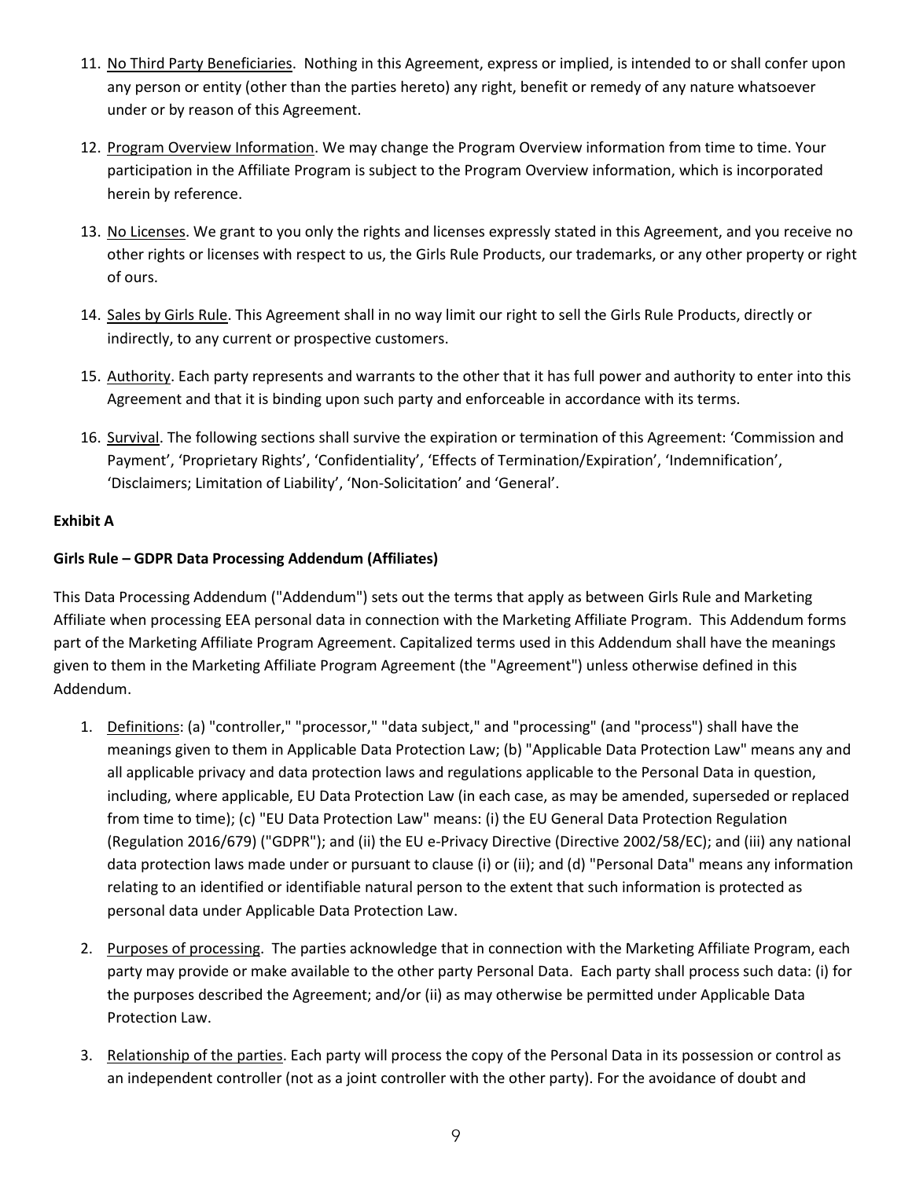11. No Third Party Beneficiaries. Nothing in this Agreement, express or implied, is intended to or shall confer upon any person or entity (other than the parties hereto) any right, benefit or remedy of any nature whatsoever under or by reason of this Agreement.

12. Program Overview Information. We may change the Program Overview information from time to time. Your participation in the Affiliate Program is subject to the Program Overview information, which is incorporated herein by reference.

13. No Licenses. We grant to you only the rights and licenses expressly stated in this Agreement, and you receive no other rights or licenses with respect to us, the Girls Rule Products, our trademarks, or any other property or right of ours.

14. Sales by Girls Rule. This Agreement shall in no way limit our right to sell the Girls Rule Products, directly or indirectly, to any current or prospective customers.

15. Authority. Each party represents and warrants to the other that it has full power and authority to enter into this Agreement and that it is binding upon such party and enforceable in accordance with its terms.

16. Survival. The following sections shall survive the expiration or termination of this Agreement: 'Commission and Payment', 'Proprietary Rights', 'Confidentiality', 'Effects of Termination/Expiration', 'Indemnification', 'Disclaimers; Limitation of Liability', 'Non-Solicitation' and 'General'.

**Exhibit A**

**Girls Rule – GDPR Data Processing Addendum (Affiliates)**

This Data Processing Addendum ("Addendum") sets out the terms that apply as between Girls Rule and Marketing Affiliate when processing EEA personal data in connection with the Marketing Affiliate Program. This Addendum forms part of the Marketing Affiliate Program Agreement. Capitalized terms used in this Addendum shall have the meanings given to them in the Marketing Affiliate Program Agreement (the "Agreement") unless otherwise defined in this Addendum.

1. Definitions: (a) "controller," "processor," "data subject," and "processing" (and "process") shall have the meanings given to them in Applicable Data Protection Law; (b) "Applicable Data Protection Law" means any and all applicable privacy and data protection laws and regulations applicable to the Personal Data in question, including, where applicable, EU Data Protection Law (in each case, as may be amended, superseded or replaced from time to time); (c) "EU Data Protection Law" means: (i) the EU General Data Protection Regulation (Regulation 2016/679) ("GDPR"); and (ii) the EU e-Privacy Directive (Directive 2002/58/EC); and (iii) any national data protection laws made under or pursuant to clause (i) or (ii); and (d) "Personal Data" means any information relating to an identified or identifiable natural person to the extent that such information is protected as personal data under Applicable Data Protection Law.

2. Purposes of processing. The parties acknowledge that in connection with the Marketing Affiliate Program, each party may provide or make available to the other party Personal Data. Each party shall process such data: (i) for the purposes described the Agreement; and/or (ii) as may otherwise be permitted under Applicable Data Protection Law.

3. Relationship of the parties. Each party will process the copy of the Personal Data in its possession or control as an independent controller (not as a joint controller with the other party). For the avoidance of doubt and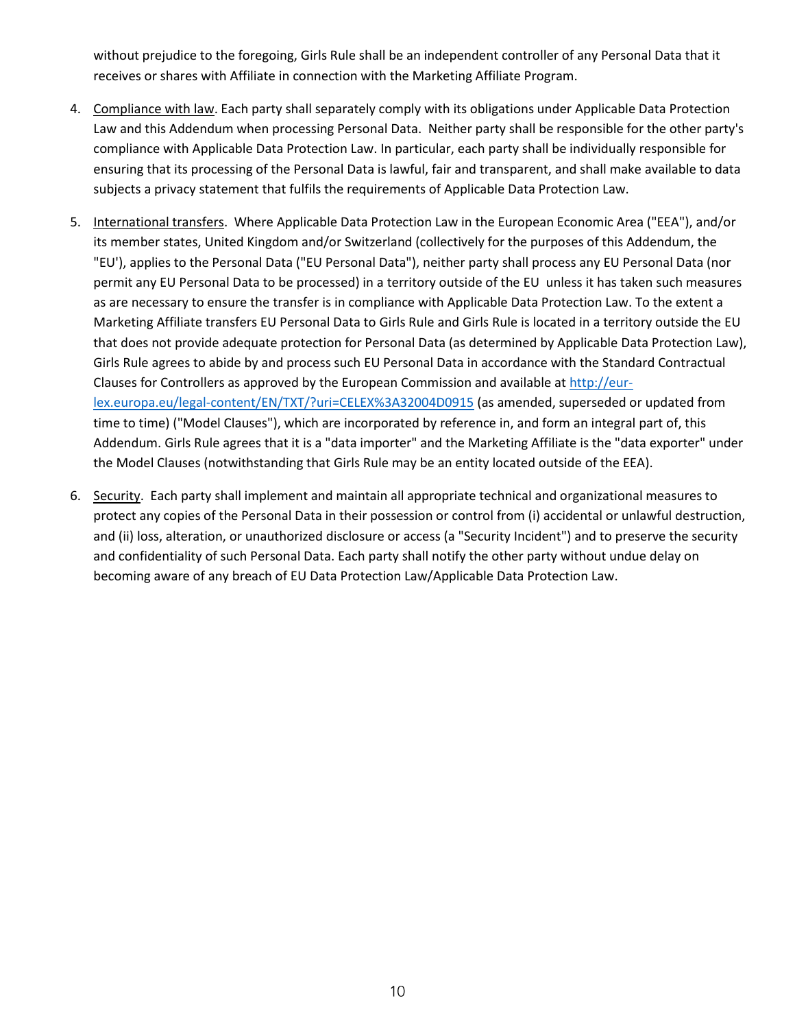without prejudice to the foregoing, Girls Rule shall be an independent controller of any Personal Data that it receives or shares with Affiliate in connection with the Marketing Affiliate Program.

4. Compliance with law. Each party shall separately comply with its obligations under Applicable Data Protection Law and this Addendum when processing Personal Data. Neither party shall be responsible for the other party's compliance with Applicable Data Protection Law. In particular, each party shall be individually responsible for ensuring that its processing of the Personal Data is lawful, fair and transparent, and shall make available to data subjects a privacy statement that fulfils the requirements of Applicable Data Protection Law.

5. International transfers. Where Applicable Data Protection Law in the European Economic Area ("EEA"), and/or its member states, United Kingdom and/or Switzerland (collectively for the purposes of this Addendum, the "EU'), applies to the Personal Data ("EU Personal Data"), neither party shall process any EU Personal Data (nor permit any EU Personal Data to be processed) in a territory outside of the EU unless it has taken such measures as are necessary to ensure the transfer is in compliance with Applicable Data Protection Law. To the extent a Marketing Affiliate transfers EU Personal Data to Girls Rule and Girls Rule is located in a territory outside the EU that does not provide adequate protection for Personal Data (as determined by Applicable Data Protection Law), Girls Rule agrees to abide by and process such EU Personal Data in accordance with the Standard Contractual Clauses for Controllers as approved by the European Commission and available at [http://eur-lex.europa.eu/legal-content/EN/TXT/?uri=CELEX%3A32004D0915](http://eur-lex.europa.eu/legal-content/EN/TXT/?uri=CELEX%3A32004D0915) (as amended, superseded or updated from time to time) ("Model Clauses"), which are incorporated by reference in, and form an integral part of, this Addendum. Girls Rule agrees that it is a "data importer" and the Marketing Affiliate is the "data exporter" under the Model Clauses (notwithstanding that Girls Rule may be an entity located outside of the EEA).

6. Security. Each party shall implement and maintain all appropriate technical and organizational measures to protect any copies of the Personal Data in their possession or control from (i) accidental or unlawful destruction, and (ii) loss, alteration, or unauthorized disclosure or access (a "Security Incident") and to preserve the security and confidentiality of such Personal Data. Each party shall notify the other party without undue delay on becoming aware of any breach of EU Data Protection Law/Applicable Data Protection Law.